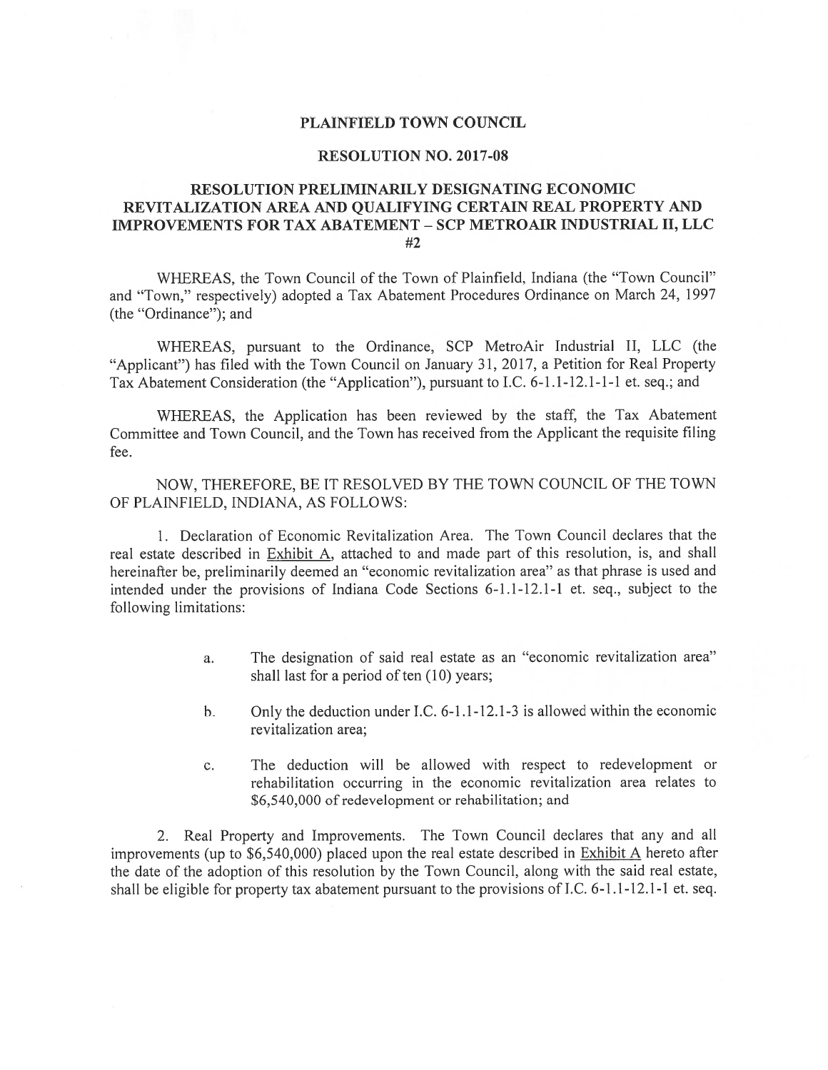# PLAINFIELD TOWN COUNCIL

## RESOLUTION NO. 2017-08

## RESOLUTION PRELIMINARILY DESIGNATING ECONOMIC REVITALIZATION AREA AND QUALIFYING CERTAIN REAL PROPERTY AND IMPROVEMENTS FOR TAX ABATEMENT – SCP METROAIR INDUSTRIAL II, LLC #2

WHEREAS, the Town Council of the Town of Plainfield, Indiana (the "Town Council" and "Town," respectively) adopted a Tax Abatement Procedures Ordinance on March 24, 1997 (the "Ordinance"); and

WHEREAS, pursuant to the Ordinance, SCP MetroAir Industrial II, LLC (the "Applicant") has filed with the Town Council on January 31, 2017, a Petition for Real Property Tax Abatement Consideration (the "Application"), pursuant to I.C. 6-1.1-12.1-1 et. seq.; and

WHEREAS, the Application has been reviewed by the staff, the Tax Abatement Committee and Town Council, and the Town has received from the Applicant the requisite filing fee.

NOW, THEREFORE, BE IT RESOLVED BY THE TOWN COUNCIL OF THE TOWN OF PLAINFIELD, INDIANA, AS FOLLOWS:

1. Declaration of Economic Revitalization Area. The Town Council declares that the real estate described in Exhibit A, attached to and made part of this resolution, is, and shall hereinafter be, preliminarily deemed an "economic revitalization area" as that phrase is used and intended under the provisions of Indiana Code Sections 6-1.1-12.1-1 et. seq., subject to the following limitations:

   a. The designation of said real estate as an "economic revitalization area" shall last for a period of ten (10) years;

   b. Only the deduction under I.C. 6-1.1-12.1-3 is allowed within the economic revitalization area;

   c. The deduction will be allowed with respect to redevelopment or rehabilitation occurring in the economic revitalization area relates to $6,540,000 of redevelopment or rehabilitation; and

2. Real Property and Improvements. The Town Council declares that any and all improvements (up to $6,540,000) placed upon the real estate described in Exhibit A hereto after the date of the adoption of this resolution by the Town Council, along with the said real estate, shall be eligible for property tax abatement pursuant to the provisions of I.C. 6-1.1-12.1-1 et. seq.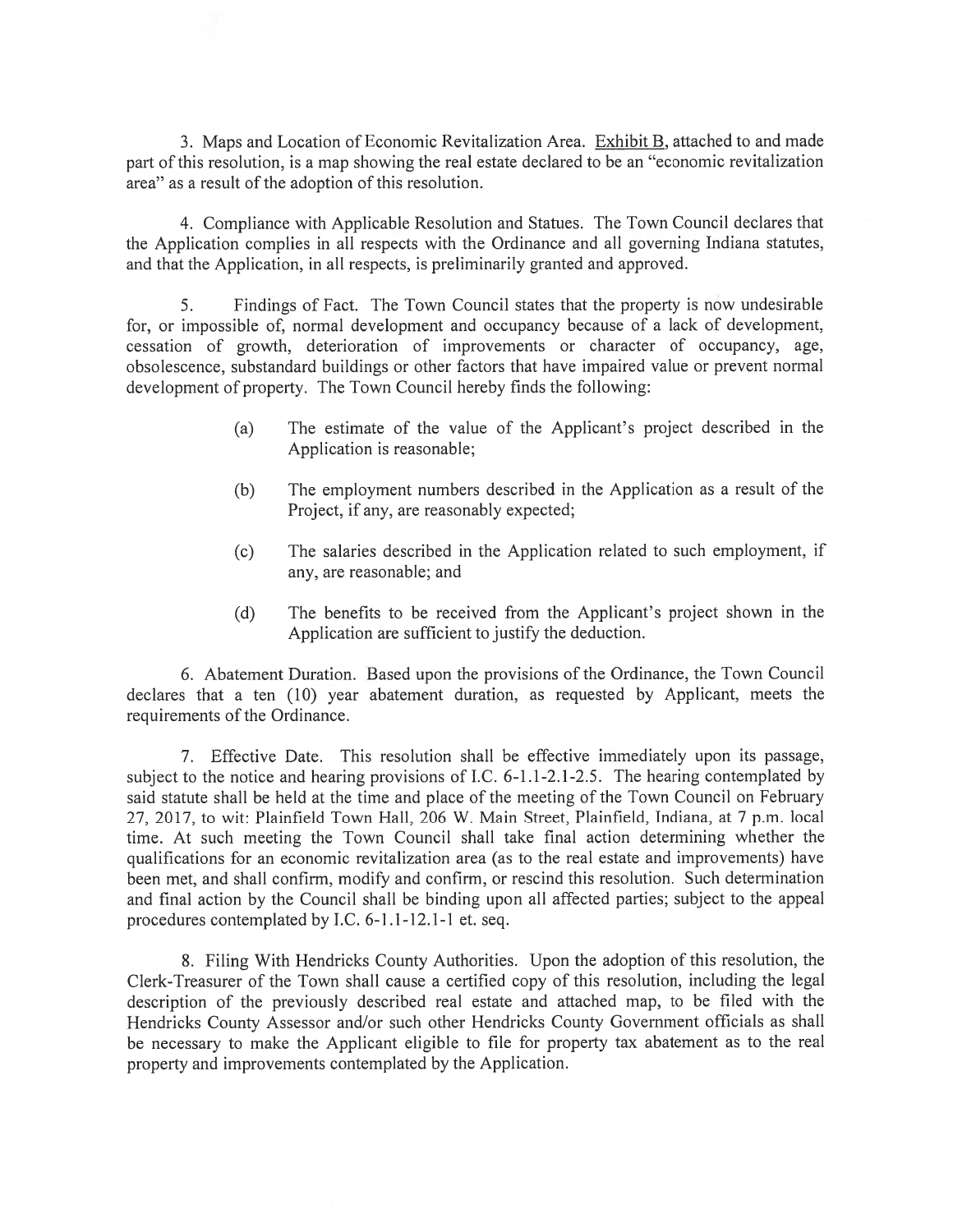3. Maps and Location of Economic Revitalization Area. Exhibit B, attached to and made part of this resolution, is a map showing the real estate declared to be an "economic revitalization area" as a result of the adoption of this resolution.

4. Compliance with Applicable Resolution and Statues. The Town Council declares that the Application complies in all respects with the Ordinance and all governing Indiana statutes, and that the Application, in all respects, is preliminarily granted and approved.

5. Findings of Fact. The Town Council states that the property is now undesirable for, or impossible of, normal development and occupancy because of a lack of development, cessation of growth, deterioration of improvements or character of occupancy, age, obsolescence, substandard buildings or other factors that have impaired value or prevent normal development of property. The Town Council hereby finds the following:

(a) The estimate of the value of the Applicant's project described in the Application is reasonable;

(b) The employment numbers described in the Application as a result of the Project, if any, are reasonably expected;

(c) The salaries described in the Application related to such employment, if any, are reasonable; and

(d) The benefits to be received from the Applicant's project shown in the Application are sufficient to justify the deduction.

6. Abatement Duration. Based upon the provisions of the Ordinance, the Town Council declares that a ten (10) year abatement duration, as requested by Applicant, meets the requirements of the Ordinance.

7. Effective Date. This resolution shall be effective immediately upon its passage, subject to the notice and hearing provisions of I.C. 6-1.1-2.1-2.5. The hearing contemplated by said statute shall be held at the time and place of the meeting of the Town Council on February 27, 2017, to wit: Plainfield Town Hall, 206 W. Main Street, Plainfield, Indiana, at 7 p.m. local time. At such meeting the Town Council shall take final action determining whether the qualifications for an economic revitalization area (as to the real estate and improvements) have been met, and shall confirm, modify and confirm, or rescind this resolution. Such determination and final action by the Council shall be binding upon all affected parties; subject to the appeal procedures contemplated by I.C. 6-1.1-12.1-1 et. seq.

8. Filing With Hendricks County Authorities. Upon the adoption of this resolution, the Clerk-Treasurer of the Town shall cause a certified copy of this resolution, including the legal description of the previously described real estate and attached map, to be filed with the Hendricks County Assessor and/or such other Hendricks County Government officials as shall be necessary to make the Applicant eligible to file for property tax abatement as to the real property and improvements contemplated by the Application.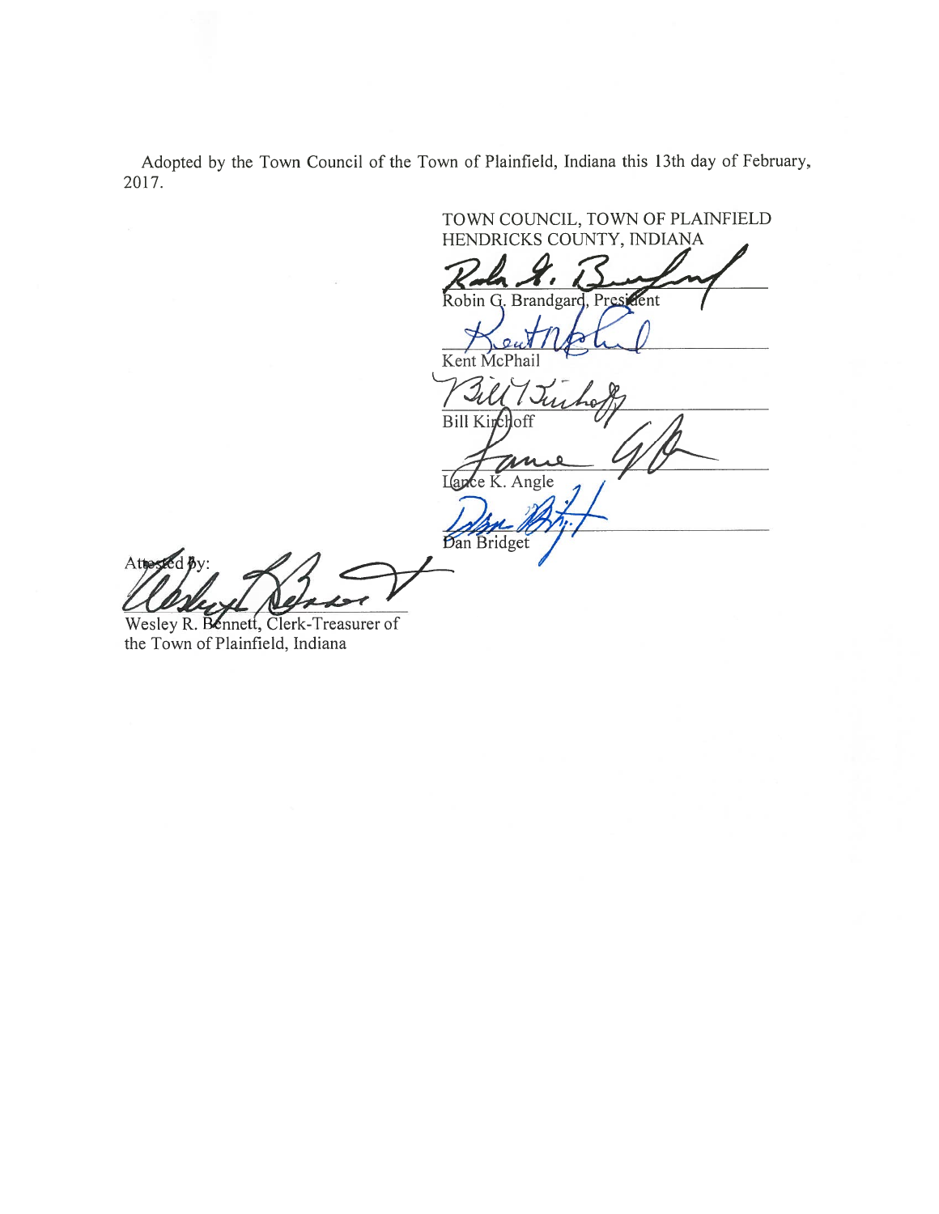Adopted by the Town Council of the Town of Plainfield, Indiana this 13th day of February, 2017.

TOWN COUNCIL, TOWN OF PLAINFIELD
HENDRICKS COUNTY, INDIANA

Robin G. Brandgard, President

Kent McPhail

Bill Kirchoff

Lance K. Angle

Dan Bridget

Attested by:

Wesley R. Bennett, Clerk-Treasurer of the Town of Plainfield, Indiana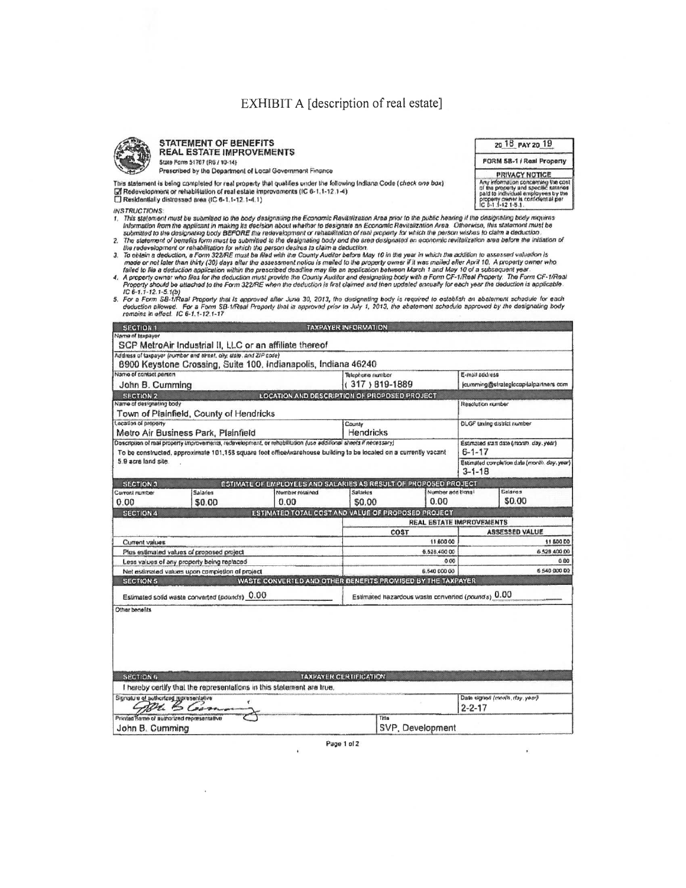# EXHIBIT A [description of real estate]

## STATEMENT OF BENEFITS
## REAL ESTATE IMPROVEMENTS

State Form 51767 (R6 / 10-14)
Prescribed by the Department of Local Government Finance

20 18 PAY 20 19

FORM SB-1 / Real Property

**PRIVACY NOTICE**
Any information concerning the cost of the property and specific salaries paid to individual employees by the property owner is confidential per IC 6-1.1-12.1-5.1.

This statement is being completed for real property that qualifies under the following Indiana Code (*check one box*)
☑ Redevelopment or rehabilitation of real estate improvements (IC 6-1.1-12.1-4)
☐ Residentially distressed area (IC 6-1.1-12.1-4.1)

*INSTRUCTIONS:*

1. *This statement must be submitted to the body designating the Economic Revitalization Area prior to the public hearing if the designating body requires information from the applicant in making its decision about whether to designate an Economic Revitalization Area. Otherwise, this statement must be submitted to the designating body BEFORE the redevelopment or rehabilitation of real property for which the person wishes to claim a deduction.*
2. *The statement of benefits form must be submitted to the designating body and the area designated an economic revitalization area before the initiation of the redevelopment or rehabilitation for which the person desires to claim a deduction.*
3. *To obtain a deduction, a Form 322/RE must be filed with the County Auditor before May 10 in the year in which the addition to assessed valuation is made or not later than thirty (30) days after the assessment notice is mailed to the property owner if it was mailed after April 10. A property owner who failed to file a deduction application within the prescribed deadline may file an application between March 1 and May 10 of a subsequent year.*
4. *A property owner who files for the deduction must provide the County Auditor and designating body with a Form CF-1/Real Property. The Form CF-1/Real Property should be attached to the Form 322/RE when the deduction is first claimed and then updated annually for each year the deduction is applicable. IC 6-1.1-12.1-5.1(b)*
5. *For a Form SB-1/Real Property that is approved after June 30, 2013, the designating body is required to establish an abatement schedule for each deduction allowed. For a Form SB-1/Real Property that is approved prior to July 1, 2013, the abatement schedule approved by the designating body remains in effect. IC 6-1.1-12.1-17*

### SECTION 1 — TAXPAYER INFORMATION

| Field | Value |
|---|---|
| Name of taxpayer | SCP MetroAir Industrial II, LLC or an affiliate thereof |
| Address of taxpayer (number and street, city, state, and ZIP code) | 8900 Keystone Crossing, Suite 100, Indianapolis, Indiana 46240 |
| Name of contact person | John B. Cumming |
| Telephone number | (317) 819-1889 |
| E-mail address | jcumming@strategiccapitalpartners.com |

### SECTION 2 — LOCATION AND DESCRIPTION OF PROPOSED PROJECT

| Field | Value |
|---|---|
| Name of designating body | Town of Plainfield, County of Hendricks |
| Resolution number | |
| Location of property | Metro Air Business Park, Plainfield |
| County | Hendricks |
| DLGF taxing district number | |
| Description of real property improvements, redevelopment, or rehabilitation (use additional sheets if necessary) | To be constructed, approximate 101,158 square foot office/warehouse building to be located on a currently vacant 5.9 acre land site. |
| Estimated start date (month, day, year) | 6-1-17 |
| Estimated completion date (month, day, year) | 3-1-18 |

### SECTION 3 — ESTIMATE OF EMPLOYEES AND SALARIES AS RESULT OF PROPOSED PROJECT

| Current number | Salaries | Number retained | Salaries | Number additional | Salaries |
|---|---|---|---|---|---|
| 0.00 | $0.00 | 0.00 | $0.00 | 0.00 | $0.00 |

### SECTION 4 — ESTIMATED TOTAL COST AND VALUE OF PROPOSED PROJECT

| | REAL ESTATE IMPROVEMENTS | |
|---|---|---|
| | COST | ASSESSED VALUE |
| Current values | 11,600.00 | 11,600.00 |
| Plus estimated values of proposed project | 6,528,400.00 | 6,528,400.00 |
| Less values of any property being replaced | 0.00 | 0.00 |
| Net estimated values upon completion of project | 6,540,000.00 | 6,540,000.00 |

### SECTION 5 — WASTE CONVERTED AND OTHER BENEFITS PROMISED BY THE TAXPAYER

Estimated solid waste converted (*pounds*) 0.00

Estimated hazardous waste converted (*pounds*) 0.00

Other benefits

### SECTION 6 — TAXPAYER CERTIFICATION

I hereby certify that the representations in this statement are true.

| Signature of authorized representative | Date signed (month, day, year) |
|---|---|
| [signature] | 2-2-17 |

| Printed name of authorized representative | Title |
|---|---|
| John B. Cumming | SVP, Development |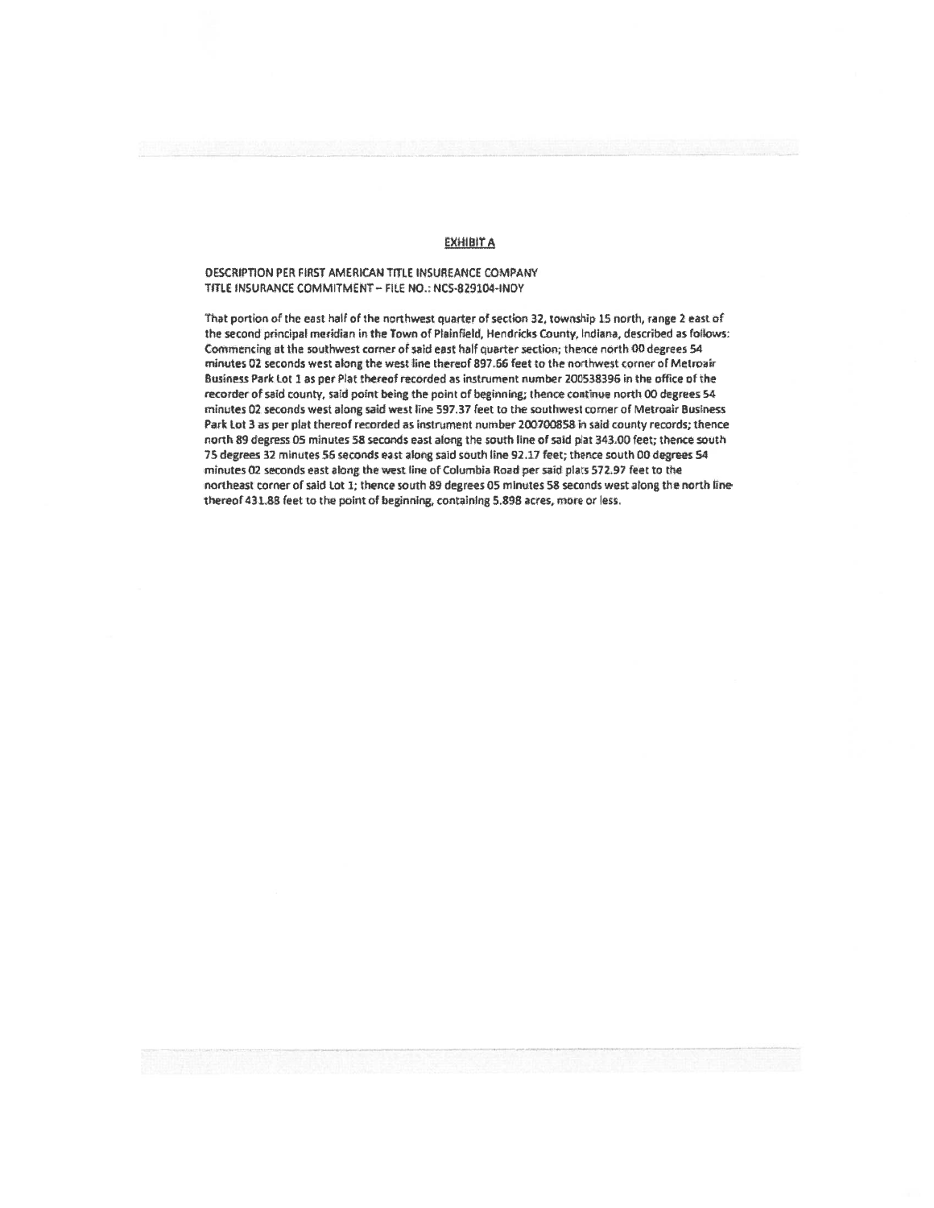## EXHIBIT A

DESCRIPTION PER FIRST AMERICAN TITLE INSUREANCE COMPANY
TITLE INSURANCE COMMITMENT – FILE NO.: NCS-829104-INDY

That portion of the east half of the northwest quarter of section 32, township 15 north, range 2 east of the second principal meridian in the Town of Plainfield, Hendricks County, Indiana, described as follows: Commencing at the southwest corner of said east half quarter section; thence north 00 degrees 54 minutes 02 seconds west along the west line thereof 897.66 feet to the northwest corner of Metroair Business Park Lot 1 as per Plat thereof recorded as instrument number 200538396 in the office of the recorder of said county, said point being the point of beginning; thence continue north 00 degrees 54 minutes 02 seconds west along said west line 597.37 feet to the southwest corner of Metroair Business Park Lot 3 as per plat thereof recorded as instrument number 200700858 in said county records; thence north 89 degress 05 minutes 58 seconds east along the south line of said plat 343.00 feet; thence south 75 degrees 32 minutes 56 seconds east along said south line 92.17 feet; thence south 00 degrees 54 minutes 02 seconds east along the west line of Columbia Road per said plats 572.97 feet to the northeast corner of said Lot 1; thence south 89 degrees 05 minutes 58 seconds west along the north line thereof 431.88 feet to the point of beginning, containing 5.898 acres, more or less.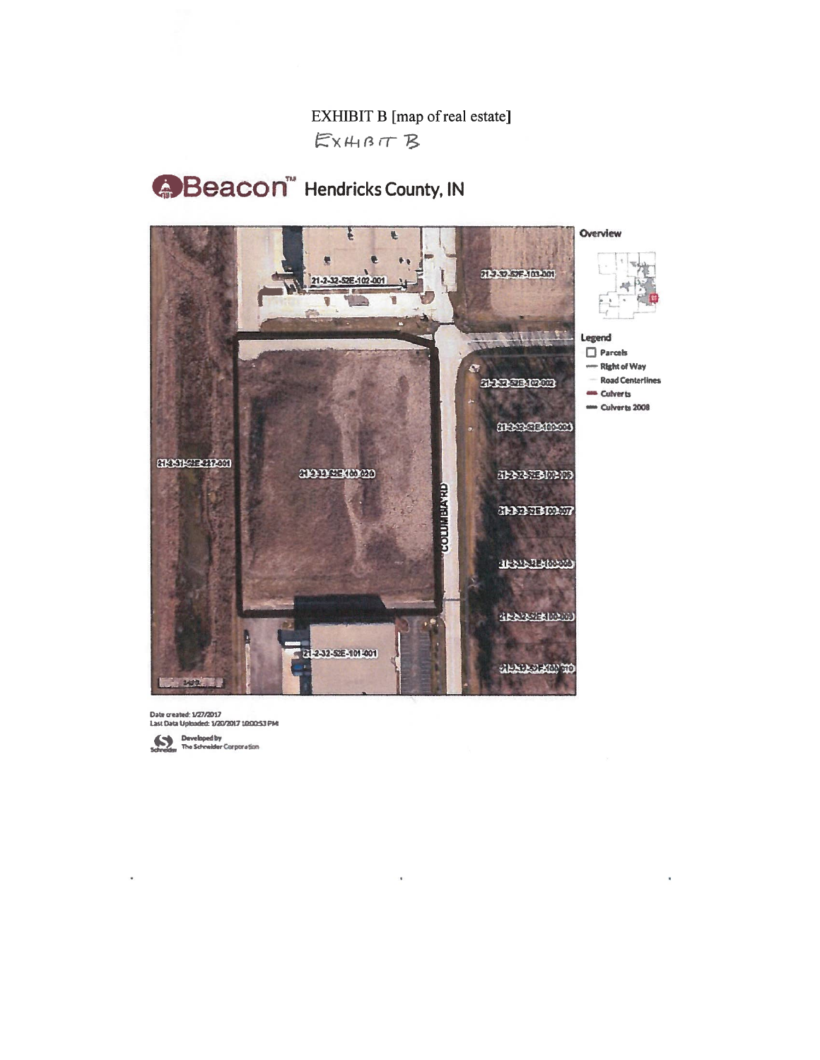EXHIBIT B [map of real estate]

EXHIBIT B

Beacon™ Hendricks County, IN

21-2-32-52E-102-001

21-2-32-52F-103-001

21-2-32-52E-102-002

21-2-32-52E-100-004

21-3-31-52E-100-020

21-2-32-52E-100-006

21-2-32-52E-100-007

21-2-32-52E-100-008

21-2-32-52E-100-009

21-2-32-52E-100-010

21-2-32-52E-101-001

COLUMBIA RD

Overview

Legend

- Parcels
- Right of Way
- Road Centerlines
- Culverts
- Culverts 2008

Date created: 1/27/2017
Last Data Uploaded: 1/20/2017 10:00:53 PM

Developed by The Schneider Corporation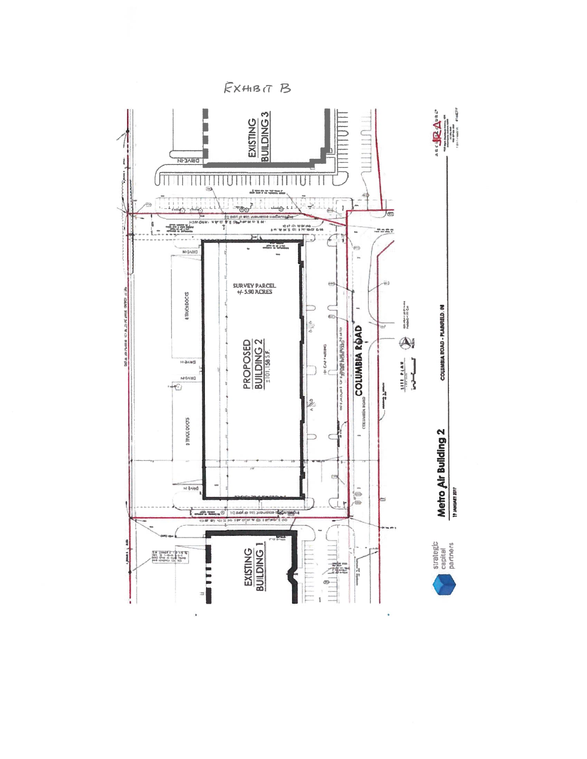EXHIBIT B

EXISTING BUILDING 3

DRIVE-IN

SURVEY PARCEL
+/- 5.90 ACRES

PROPOSED BUILDING 2
±101,158 S.F.

8 TRUCK DOCKS

9 TRUCK DOCKS

DRIVE-IN

DRIVE-IN

DRIVE-IN

101 CAR PARKING

COLUMBIA ROAD

COLUMBIA ROAD

EXISTING BUILDING 1

SITE PLAN

strategic capital partners

**Metro Air Building 2**

17 JANUARY 2017

COLUMBIA ROAD - PLAINFIELD, IN

JRA ARCHITECTURE